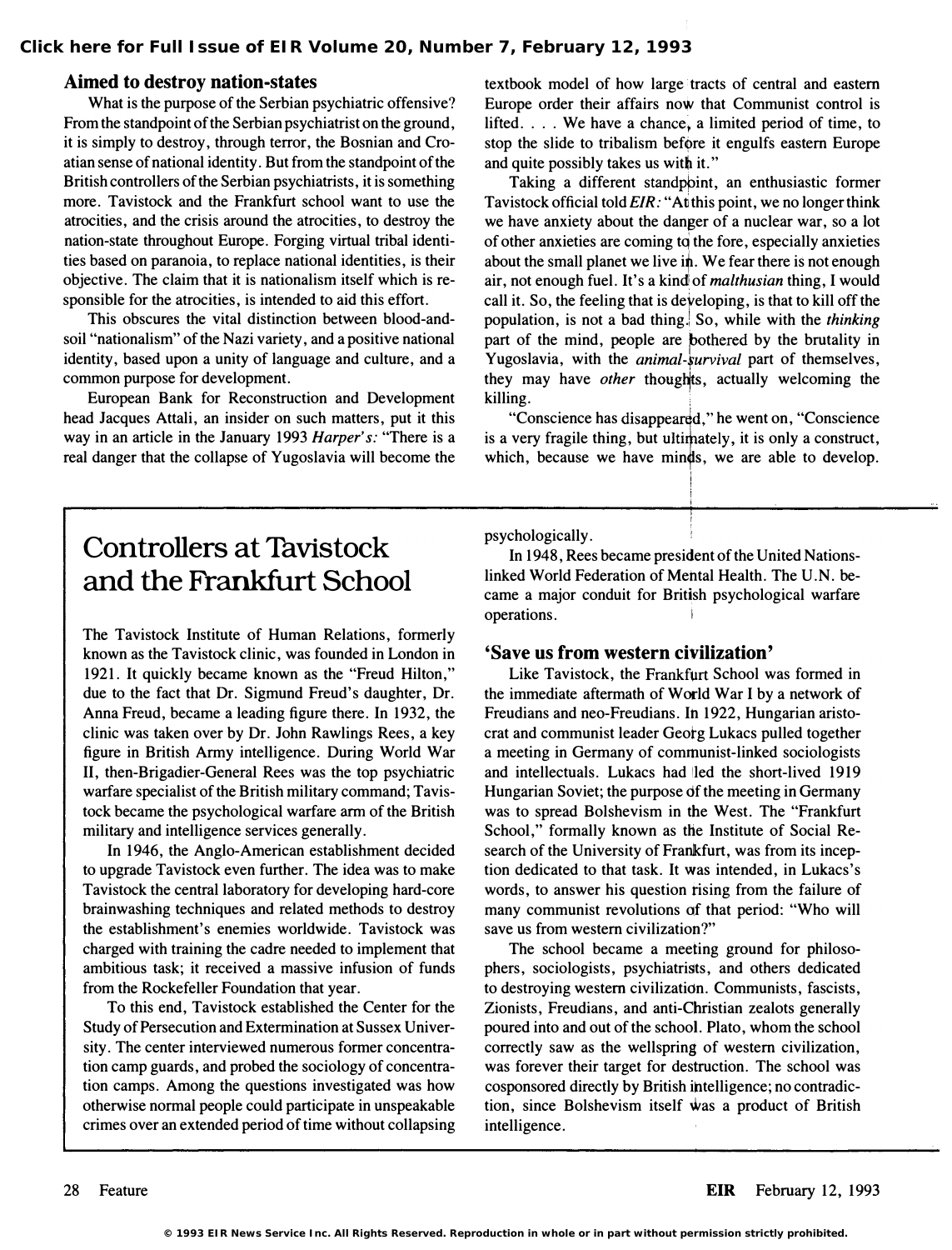## Aimed to destroy nation-states

What is the purpose of the Serbian psychiatric offensive? From the standpoint of the Serbian psychiatrist on the ground, it is simply to destroy, through terror, the Bosnian and Croatian sense of national identity. But from the standpoint of the British controllers of the Serbian psychiatrists, it is something more. Tavistock and the Frankfurt school want to use the atrocities, and the crisis around the atrocities, to destroy the nation-state throughout Europe. Forging virtual tribal identities based on paranoia, to replace national identities, is their objective. The claim that it is nationalism itself which is responsible for the atrocities, is intended to aid this effort.

This obscures the vital distinction between blood-and-soil "nationalism" of the Nazi variety, and a positive national identity, based upon a unity of language and culture, and a common purpose for development.

European Bank for Reconstruction and Development head Jacques Attali, an insider on such matters, put it this way in an article in the January 1993 *Harper's:* "There is a real danger that the collapse of Yugoslavia will become the textbook model of how large tracts of central and eastern Europe order their affairs now that Communist control is lifted. . . . We have a chance, a limited period of time, to stop the slide to tribalism before it engulfs eastern Europe and quite possibly takes us with it."

Taking a different standpoint, an enthusiastic former Tavistock official told *EIR:* "At this point, we no longer think we have anxiety about the danger of a nuclear war, so a lot of other anxieties are coming to the fore, especially anxieties about the small planet we live in. We fear there is not enough air, not enough fuel. It's a kind of *malthusian* thing, I would call it. So, the feeling that is developing, is that to kill off the population, is not a bad thing. So, while with the *thinking* part of the mind, people are bothered by the brutality in Yugoslavia, with the *animal-survival* part of themselves, they may have *other* thoughts, actually welcoming the killing.

"Conscience has disappeared," he went on, "Conscience is a very fragile thing, but ultimately, it is only a construct, which, because we have minds, we are able to develop.

## Controllers at Tavistock and the Frankfurt School

The Tavistock Institute of Human Relations, formerly known as the Tavistock clinic, was founded in London in 1921. It quickly became known as the "Freud Hilton," due to the fact that Dr. Sigmund Freud's daughter, Dr. Anna Freud, became a leading figure there. In 1932, the clinic was taken over by Dr. John Rawlings Rees, a key figure in British Army intelligence. During World War II, then-Brigadier-General Rees was the top psychiatric warfare specialist of the British military command; Tavistock became the psychological warfare arm of the British military and intelligence services generally.

In 1946, the Anglo-American establishment decided to upgrade Tavistock even further. The idea was to make Tavistock the central laboratory for developing hard-core brainwashing techniques and related methods to destroy the establishment's enemies worldwide. Tavistock was charged with training the cadre needed to implement that ambitious task; it received a massive infusion of funds from the Rockefeller Foundation that year.

To this end, Tavistock established the Center for the Study of Persecution and Extermination at Sussex University. The center interviewed numerous former concentration camp guards, and probed the sociology of concentration camps. Among the questions investigated was how otherwise normal people could participate in unspeakable crimes over an extended period of time without collapsing psychologically.

In 1948, Rees became president of the United Nations-linked World Federation of Mental Health. The U.N. became a major conduit for British psychological warfare operations.

### 'Save us from western civilization'

Like Tavistock, the Frankfurt School was formed in the immediate aftermath of World War I by a network of Freudians and neo-Freudians. In 1922, Hungarian aristocrat and communist leader Georg Lukacs pulled together a meeting in Germany of communist-linked sociologists and intellectuals. Lukacs had led the short-lived 1919 Hungarian Soviet; the purpose of the meeting in Germany was to spread Bolshevism in the West. The "Frankfurt School," formally known as the Institute of Social Research of the University of Frankfurt, was from its inception dedicated to that task. It was intended, in Lukacs's words, to answer his question rising from the failure of many communist revolutions of that period: "Who will save us from western civilization?"

The school became a meeting ground for philosophers, sociologists, psychiatrists, and others dedicated to destroying western civilization. Communists, fascists, Zionists, Freudians, and anti-Christian zealots generally poured into and out of the school. Plato, whom the school correctly saw as the wellspring of western civilization, was forever their target for destruction. The school was cosponsored directly by British intelligence; no contradiction, since Bolshevism itself was a product of British intelligence.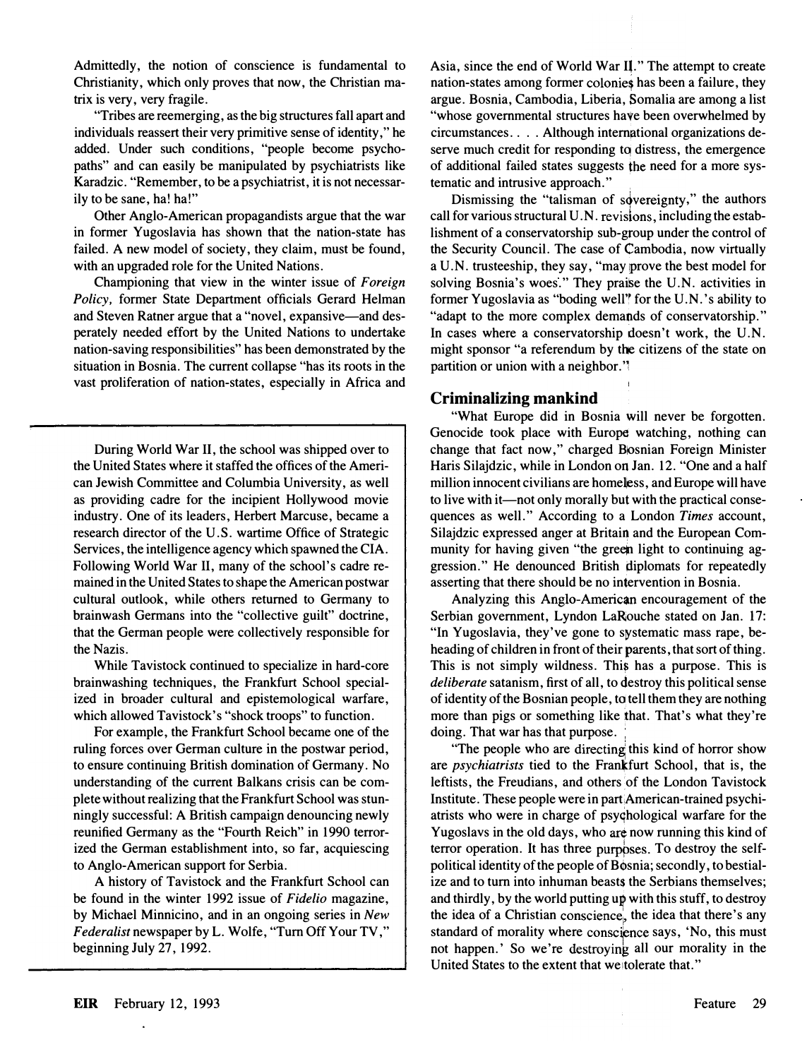Admittedly, the notion of conscience is fundamental to Christianity, which only proves that now, the Christian matrix is very, very fragile.

"Tribes are reemerging, as the big structures fall apart and individuals reassert their very primitive sense of identity," he added. Under such conditions, "people become psychopaths" and can easily be manipulated by psychiatrists like Karadzic. "Remember, to be a psychiatrist, it is not necessarily to be sane, ha! ha!"

Other Anglo-American propagandists argue that the war in former Yugoslavia has shown that the nation-state has failed. A new model of society, they claim, must be found, with an upgraded role for the United Nations.

Championing that view in the winter issue of *Foreign Policy,* former State Department officials Gerard Helman and Steven Ratner argue that a "novel, expansive—and desperately needed effort by the United Nations to undertake nation-saving responsibilities" has been demonstrated by the situation in Bosnia. The current collapse "has its roots in the vast proliferation of nation-states, especially in Africa and Asia, since the end of World War II." The attempt to create nation-states among former colonies has been a failure, they argue. Bosnia, Cambodia, Liberia, Somalia are among a list "whose governmental structures have been overwhelmed by circumstances. . . . Although international organizations deserve much credit for responding to distress, the emergence of additional failed states suggests the need for a more systematic and intrusive approach."

Dismissing the "talisman of sovereignty," the authors call for various structural U.N. revisions, including the establishment of a conservatorship sub-group under the control of the Security Council. The case of Cambodia, now virtually a U.N. trusteeship, they say, "may prove the best model for solving Bosnia's woes." They praise the U.N. activities in former Yugoslavia as "boding well" for the U.N.'s ability to "adapt to the more complex demands of conservatorship." In cases where a conservatorship doesn't work, the U.N. might sponsor "a referendum by the citizens of the state on partition or union with a neighbor."

## Criminalizing mankind

"What Europe did in Bosnia will never be forgotten. Genocide took place with Europe watching, nothing can change that fact now," charged Bosnian Foreign Minister Haris Silajdzic, while in London on Jan. 12. "One and a half million innocent civilians are homeless, and Europe will have to live with it—not only morally but with the practical consequences as well." According to a London *Times* account, Silajdzic expressed anger at Britain and the European Community for having given "the green light to continuing aggression." He denounced British diplomats for repeatedly asserting that there should be no intervention in Bosnia.

Analyzing this Anglo-American encouragement of the Serbian government, Lyndon LaRouche stated on Jan. 17: "In Yugoslavia, they've gone to systematic mass rape, beheading of children in front of their parents, that sort of thing. This is not simply wildness. This has a purpose. This is *deliberate* satanism, first of all, to destroy this political sense of identity of the Bosnian people, to tell them they are nothing more than pigs or something like that. That's what they're doing. That war has that purpose.

"The people who are directing this kind of horror show are *psychiatrists* tied to the Frankfurt School, that is, the leftists, the Freudians, and others of the London Tavistock Institute. These people were in part American-trained psychiatrists who were in charge of psychological warfare for the Yugoslavs in the old days, who are now running this kind of terror operation. It has three purposes. To destroy the self-political identity of the people of Bosnia; secondly, to bestialize and to turn into inhuman beasts the Serbians themselves; and thirdly, by the world putting up with this stuff, to destroy the idea of a Christian conscience, the idea that there's any standard of morality where conscience says, 'No, this must not happen.' So we're destroying all our morality in the United States to the extent that we tolerate that."

---

During World War II, the school was shipped over to the United States where it staffed the offices of the American Jewish Committee and Columbia University, as well as providing cadre for the incipient Hollywood movie industry. One of its leaders, Herbert Marcuse, became a research director of the U.S. wartime Office of Strategic Services, the intelligence agency which spawned the CIA. Following World War II, many of the school's cadre remained in the United States to shape the American postwar cultural outlook, while others returned to Germany to brainwash Germans into the "collective guilt" doctrine, that the German people were collectively responsible for the Nazis.

While Tavistock continued to specialize in hard-core brainwashing techniques, the Frankfurt School specialized in broader cultural and epistemological warfare, which allowed Tavistock's "shock troops" to function.

For example, the Frankfurt School became one of the ruling forces over German culture in the postwar period, to ensure continuing British domination of Germany. No understanding of the current Balkans crisis can be complete without realizing that the Frankfurt School was stunningly successful: A British campaign denouncing newly reunified Germany as the "Fourth Reich" in 1990 terrorized the German establishment into, so far, acquiescing to Anglo-American support for Serbia.

A history of Tavistock and the Frankfurt School can be found in the winter 1992 issue of *Fidelio* magazine, by Michael Minnicino, and in an ongoing series in *New Federalist* newspaper by L. Wolfe, "Turn Off Your TV," beginning July 27, 1992.